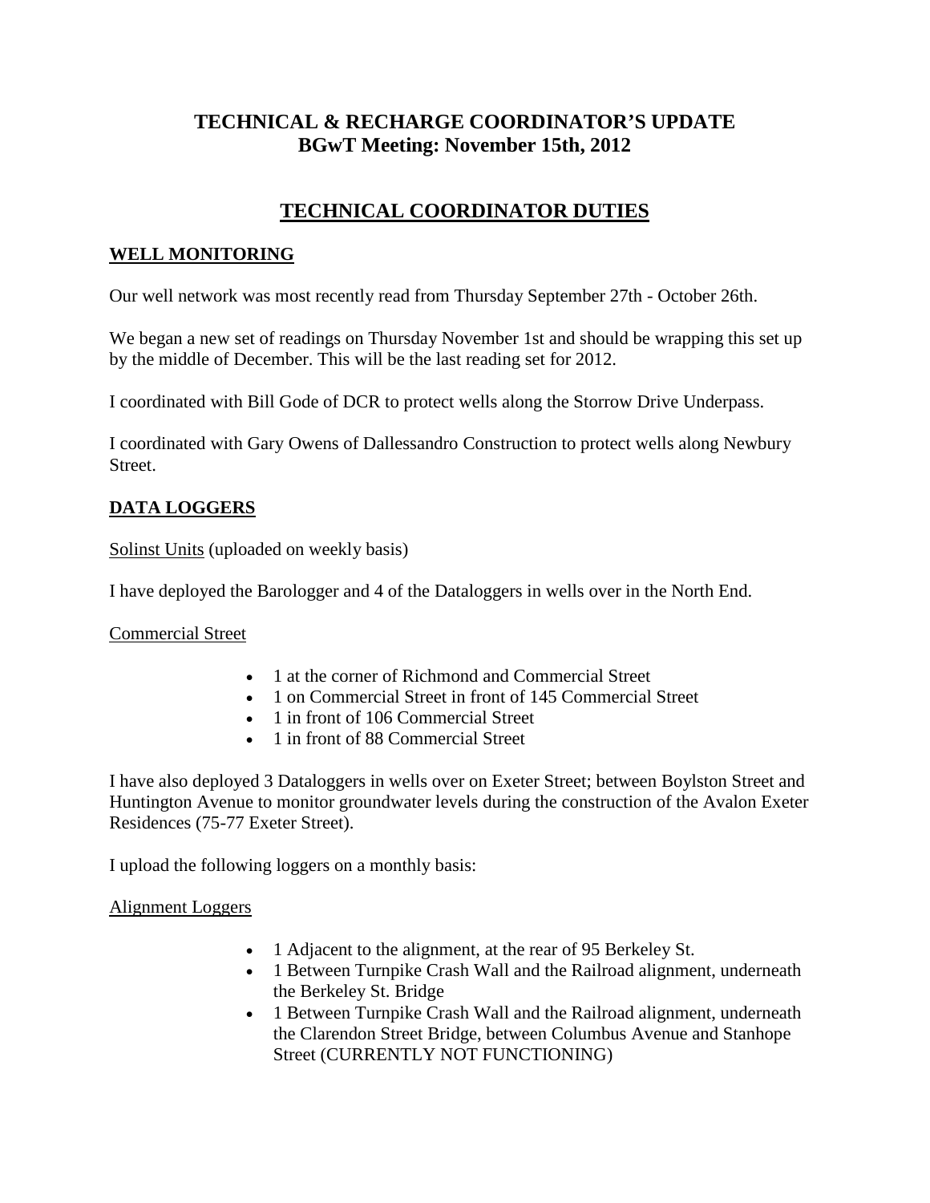# TECHNICAL & RECHARGE COORDINATOR'S UPDATE
# BGwT Meeting: November 15th, 2012

## TECHNICAL COORDINATOR DUTIES

### WELL MONITORING

Our well network was most recently read from Thursday September 27th - October 26th.

We began a new set of readings on Thursday November 1st and should be wrapping this set up by the middle of December. This will be the last reading set for 2012.

I coordinated with Bill Gode of DCR to protect wells along the Storrow Drive Underpass.

I coordinated with Gary Owens of Dallessandro Construction to protect wells along Newbury Street.

### DATA LOGGERS

Solinst Units (uploaded on weekly basis)

I have deployed the Barologger and 4 of the Dataloggers in wells over in the North End.

Commercial Street

- 1 at the corner of Richmond and Commercial Street
- 1 on Commercial Street in front of 145 Commercial Street
- 1 in front of 106 Commercial Street
- 1 in front of 88 Commercial Street

I have also deployed 3 Dataloggers in wells over on Exeter Street; between Boylston Street and Huntington Avenue to monitor groundwater levels during the construction of the Avalon Exeter Residences (75-77 Exeter Street).

I upload the following loggers on a monthly basis:

Alignment Loggers

- 1 Adjacent to the alignment, at the rear of 95 Berkeley St.
- 1 Between Turnpike Crash Wall and the Railroad alignment, underneath the Berkeley St. Bridge
- 1 Between Turnpike Crash Wall and the Railroad alignment, underneath the Clarendon Street Bridge, between Columbus Avenue and Stanhope Street (CURRENTLY NOT FUNCTIONING)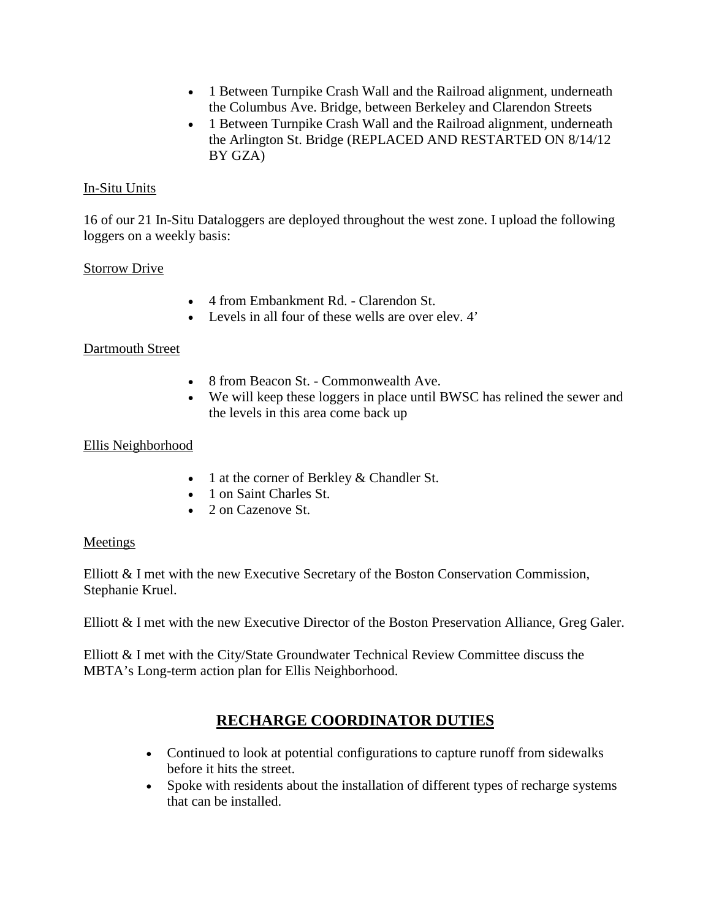- 1 Between Turnpike Crash Wall and the Railroad alignment, underneath the Columbus Ave. Bridge, between Berkeley and Clarendon Streets
- 1 Between Turnpike Crash Wall and the Railroad alignment, underneath the Arlington St. Bridge (REPLACED AND RESTARTED ON 8/14/12 BY GZA)

<u>In-Situ Units</u>

16 of our 21 In-Situ Dataloggers are deployed throughout the west zone. I upload the following loggers on a weekly basis:

<u>Storrow Drive</u>

- 4 from Embankment Rd. - Clarendon St.
- Levels in all four of these wells are over elev. 4'

<u>Dartmouth Street</u>

- 8 from Beacon St. - Commonwealth Ave.
- We will keep these loggers in place until BWSC has relined the sewer and the levels in this area come back up

<u>Ellis Neighborhood</u>

- 1 at the corner of Berkley & Chandler St.
- 1 on Saint Charles St.
- 2 on Cazenove St.

<u>Meetings</u>

Elliott & I met with the new Executive Secretary of the Boston Conservation Commission, Stephanie Kruel.

Elliott & I met with the new Executive Director of the Boston Preservation Alliance, Greg Galer.

Elliott & I met with the City/State Groundwater Technical Review Committee discuss the MBTA's Long-term action plan for Ellis Neighborhood.

## RECHARGE COORDINATOR DUTIES

- Continued to look at potential configurations to capture runoff from sidewalks before it hits the street.
- Spoke with residents about the installation of different types of recharge systems that can be installed.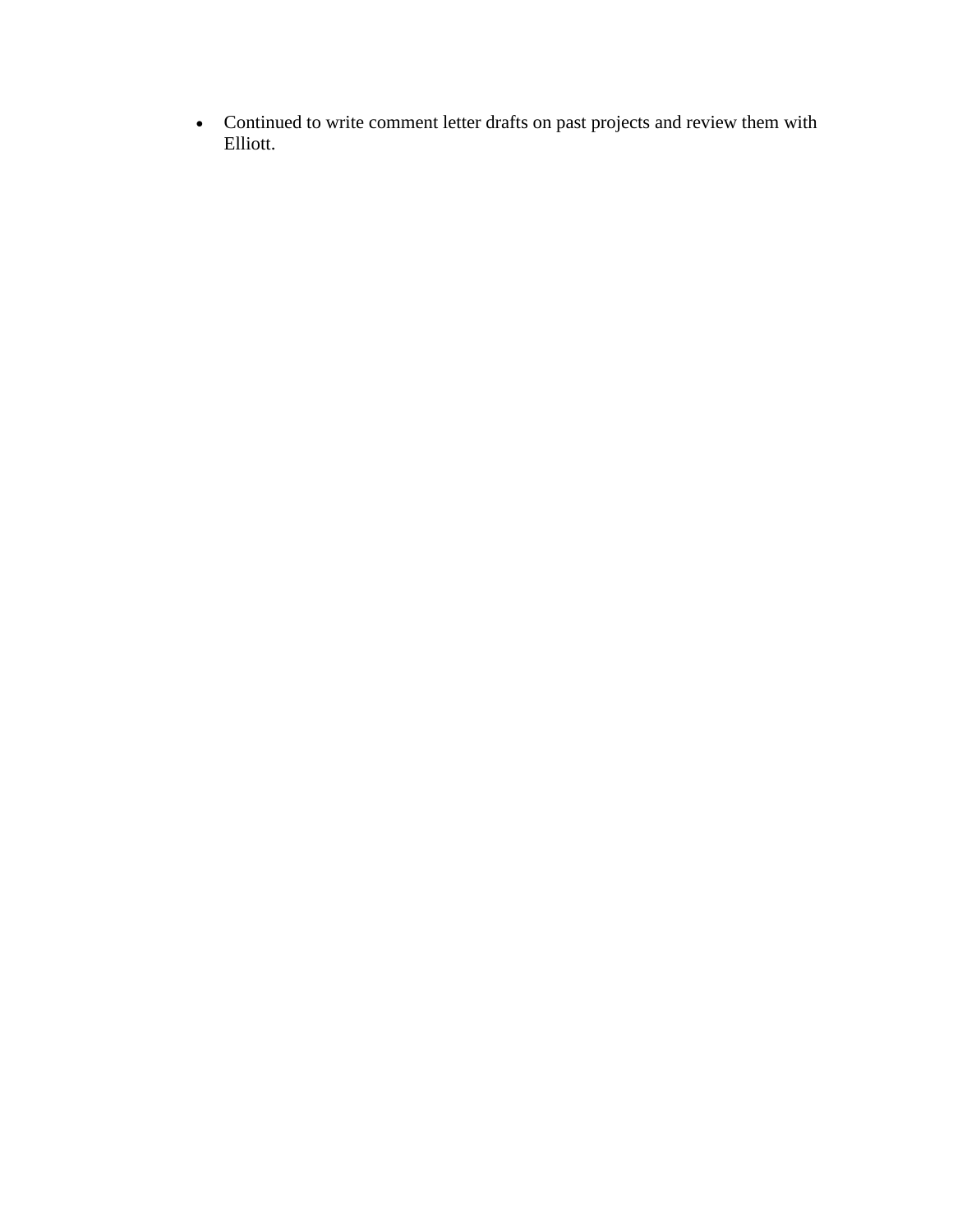- Continued to write comment letter drafts on past projects and review them with Elliott.